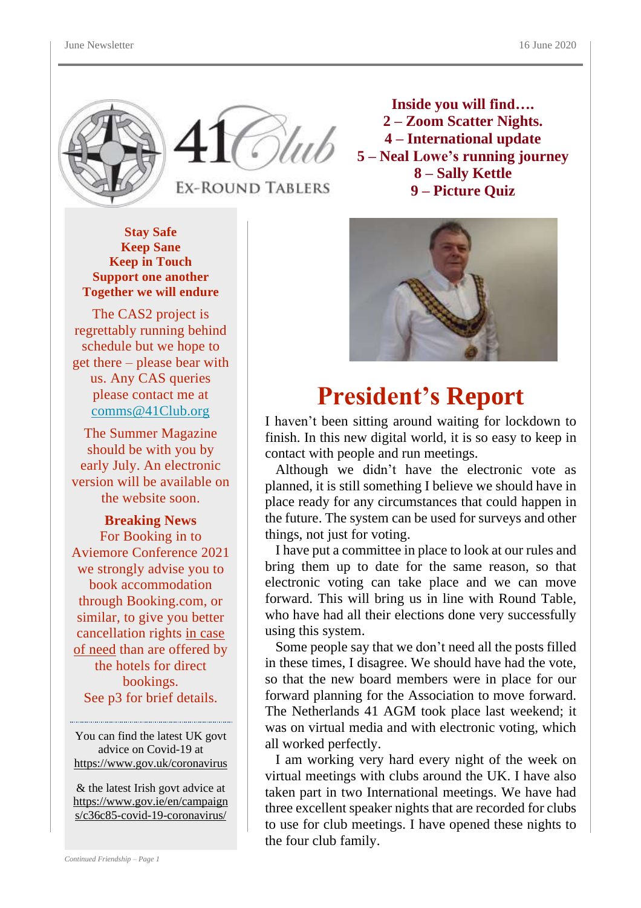41Club

EX-ROUND TABLERS

**Inside you will find….**
**2 – Zoom Scatter Nights.**
**4 – International update**
**5 – Neal Lowe's running journey**
**8 – Sally Kettle**
**9 – Picture Quiz**

**Stay Safe**
**Keep Sane**
**Keep in Touch**
**Support one another**
**Together we will endure**

The CAS2 project is regrettably running behind schedule but we hope to get there – please bear with us. Any CAS queries please contact me at comms@41Club.org

The Summer Magazine should be with you by early July. An electronic version will be available on the website soon.

**Breaking News**
For Booking in to Aviemore Conference 2021 we strongly advise you to book accommodation through Booking.com, or similar, to give you better cancellation rights in case of need than are offered by the hotels for direct bookings.
See p3 for brief details.

You can find the latest UK govt advice on Covid-19 at https://www.gov.uk/coronavirus

& the latest Irish govt advice at https://www.gov.ie/en/campaigns/c36c85-covid-19-coronavirus/

# President's Report

I haven't been sitting around waiting for lockdown to finish. In this new digital world, it is so easy to keep in contact with people and run meetings.

Although we didn't have the electronic vote as planned, it is still something I believe we should have in place ready for any circumstances that could happen in the future. The system can be used for surveys and other things, not just for voting.

I have put a committee in place to look at our rules and bring them up to date for the same reason, so that electronic voting can take place and we can move forward. This will bring us in line with Round Table, who have had all their elections done very successfully using this system.

Some people say that we don't need all the posts filled in these times, I disagree. We should have had the vote, so that the new board members were in place for our forward planning for the Association to move forward. The Netherlands 41 AGM took place last weekend; it was on virtual media and with electronic voting, which all worked perfectly.

I am working very hard every night of the week on virtual meetings with clubs around the UK. I have also taken part in two International meetings. We have had three excellent speaker nights that are recorded for clubs to use for club meetings. I have opened these nights to the four club family.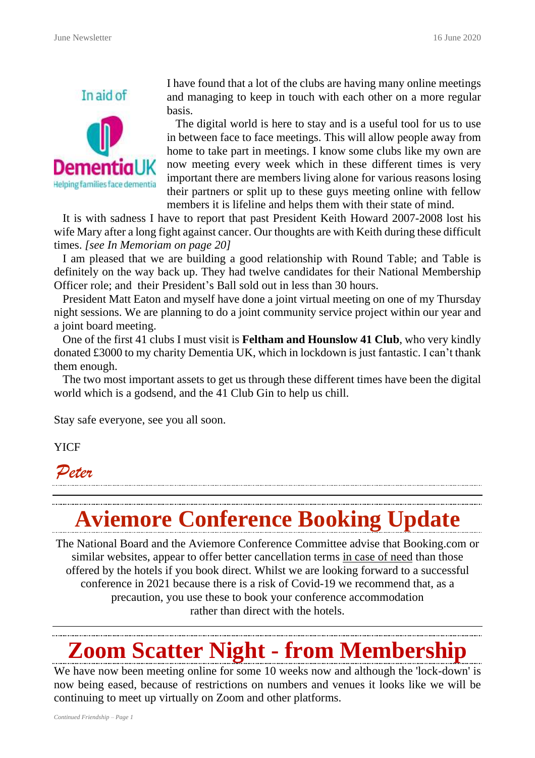In aid of Dementia UK — Helping families face dementia

I have found that a lot of the clubs are having many online meetings and managing to keep in touch with each other on a more regular basis.

The digital world is here to stay and is a useful tool for us to use in between face to face meetings. This will allow people away from home to take part in meetings. I know some clubs like my own are now meeting every week which in these different times is very important there are members living alone for various reasons losing their partners or split up to these guys meeting online with fellow members it is lifeline and helps them with their state of mind.

It is with sadness I have to report that past President Keith Howard 2007-2008 lost his wife Mary after a long fight against cancer. Our thoughts are with Keith during these difficult times. *[see In Memoriam on page 20]*

I am pleased that we are building a good relationship with Round Table; and Table is definitely on the way back up. They had twelve candidates for their National Membership Officer role; and their President's Ball sold out in less than 30 hours.

President Matt Eaton and myself have done a joint virtual meeting on one of my Thursday night sessions. We are planning to do a joint community service project within our year and a joint board meeting.

One of the first 41 clubs I must visit is **Feltham and Hounslow 41 Club**, who very kindly donated £3000 to my charity Dementia UK, which in lockdown is just fantastic. I can't thank them enough.

The two most important assets to get us through these different times have been the digital world which is a godsend, and the 41 Club Gin to help us chill.

Stay safe everyone, see you all soon.

YICF

*Peter*

# Aviemore Conference Booking Update

The National Board and the Aviemore Conference Committee advise that Booking.com or similar websites, appear to offer better cancellation terms in case of need than those offered by the hotels if you book direct. Whilst we are looking forward to a successful conference in 2021 because there is a risk of Covid-19 we recommend that, as a precaution, you use these to book your conference accommodation rather than direct with the hotels.

# Zoom Scatter Night - from Membership

We have now been meeting online for some 10 weeks now and although the 'lock-down' is now being eased, because of restrictions on numbers and venues it looks like we will be continuing to meet up virtually on Zoom and other platforms.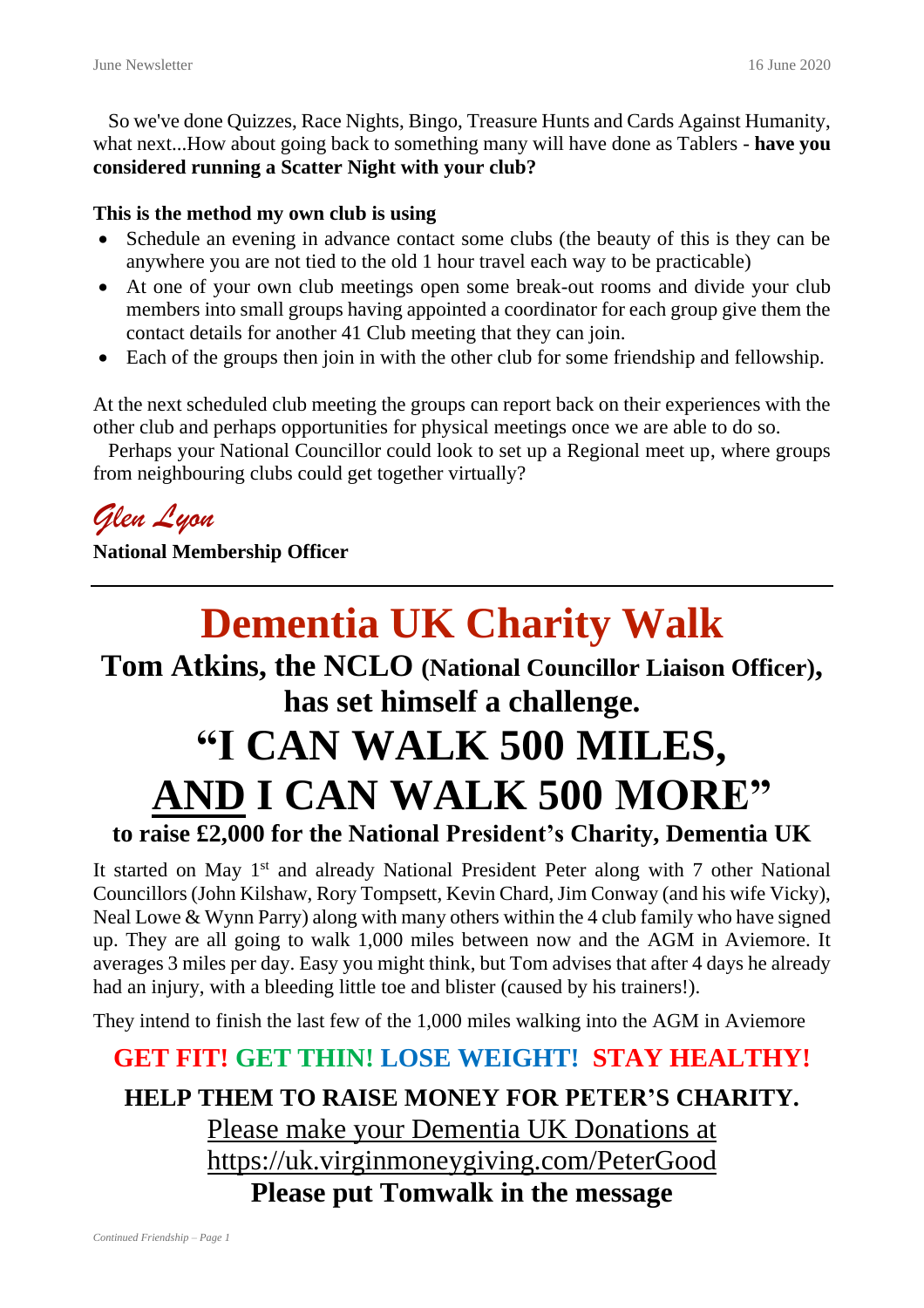So we've done Quizzes, Race Nights, Bingo, Treasure Hunts and Cards Against Humanity, what next...How about going back to something many will have done as Tablers - **have you considered running a Scatter Night with your club?**

**This is the method my own club is using**

- Schedule an evening in advance contact some clubs (the beauty of this is they can be anywhere you are not tied to the old 1 hour travel each way to be practicable)
- At one of your own club meetings open some break-out rooms and divide your club members into small groups having appointed a coordinator for each group give them the contact details for another 41 Club meeting that they can join.
- Each of the groups then join in with the other club for some friendship and fellowship.

At the next scheduled club meeting the groups can report back on their experiences with the other club and perhaps opportunities for physical meetings once we are able to do so.

Perhaps your National Councillor could look to set up a Regional meet up, where groups from neighbouring clubs could get together virtually?

*Glen Lyon*

**National Membership Officer**

---

# Dementia UK Charity Walk

## Tom Atkins, the NCLO (National Councillor Liaison Officer), has set himself a challenge.

# "I CAN WALK 500 MILES, AND I CAN WALK 500 MORE"

### to raise £2,000 for the National President's Charity, Dementia UK

It started on May 1st and already National President Peter along with 7 other National Councillors (John Kilshaw, Rory Tompsett, Kevin Chard, Jim Conway (and his wife Vicky), Neal Lowe & Wynn Parry) along with many others within the 4 club family who have signed up. They are all going to walk 1,000 miles between now and the AGM in Aviemore. It averages 3 miles per day. Easy you might think, but Tom advises that after 4 days he already had an injury, with a bleeding little toe and blister (caused by his trainers!).

They intend to finish the last few of the 1,000 miles walking into the AGM in Aviemore

**GET FIT! GET THIN! LOSE WEIGHT! STAY HEALTHY!**

**HELP THEM TO RAISE MONEY FOR PETER'S CHARITY.**

Please make your Dementia UK Donations at https://uk.virginmoneygiving.com/PeterGood

**Please put Tomwalk in the message**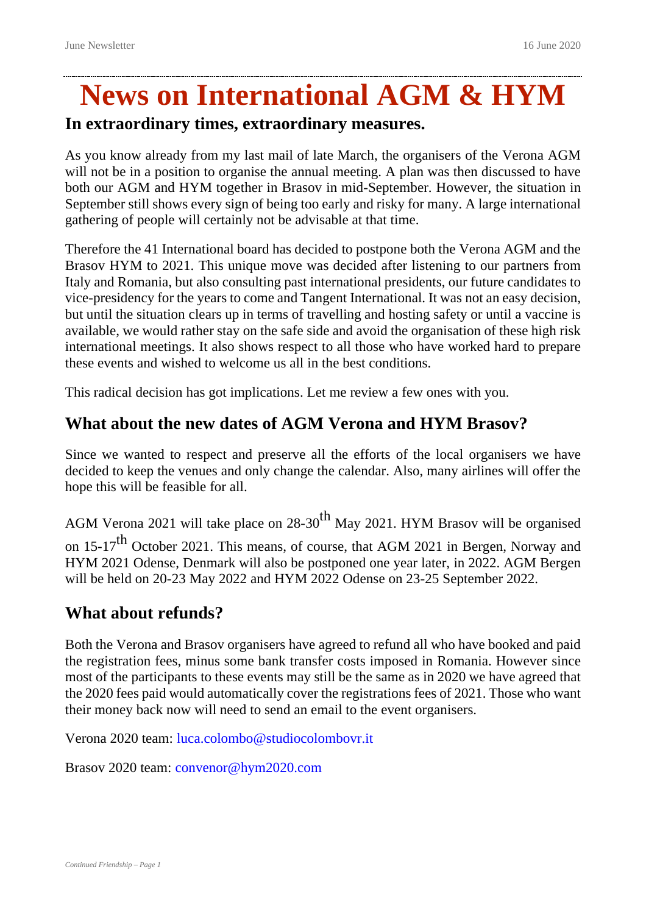# News on International AGM & HYM

## In extraordinary times, extraordinary measures.

As you know already from my last mail of late March, the organisers of the Verona AGM will not be in a position to organise the annual meeting. A plan was then discussed to have both our AGM and HYM together in Brasov in mid-September. However, the situation in September still shows every sign of being too early and risky for many. A large international gathering of people will certainly not be advisable at that time.

Therefore the 41 International board has decided to postpone both the Verona AGM and the Brasov HYM to 2021. This unique move was decided after listening to our partners from Italy and Romania, but also consulting past international presidents, our future candidates to vice-presidency for the years to come and Tangent International. It was not an easy decision, but until the situation clears up in terms of travelling and hosting safety or until a vaccine is available, we would rather stay on the safe side and avoid the organisation of these high risk international meetings. It also shows respect to all those who have worked hard to prepare these events and wished to welcome us all in the best conditions.

This radical decision has got implications. Let me review a few ones with you.

## What about the new dates of AGM Verona and HYM Brasov?

Since we wanted to respect and preserve all the efforts of the local organisers we have decided to keep the venues and only change the calendar. Also, many airlines will offer the hope this will be feasible for all.

AGM Verona 2021 will take place on 28-30th May 2021. HYM Brasov will be organised on 15-17th October 2021. This means, of course, that AGM 2021 in Bergen, Norway and HYM 2021 Odense, Denmark will also be postponed one year later, in 2022. AGM Bergen will be held on 20-23 May 2022 and HYM 2022 Odense on 23-25 September 2022.

## What about refunds?

Both the Verona and Brasov organisers have agreed to refund all who have booked and paid the registration fees, minus some bank transfer costs imposed in Romania. However since most of the participants to these events may still be the same as in 2020 we have agreed that the 2020 fees paid would automatically cover the registrations fees of 2021. Those who want their money back now will need to send an email to the event organisers.

Verona 2020 team: luca.colombo@studiocolombovr.it

Brasov 2020 team: convenor@hym2020.com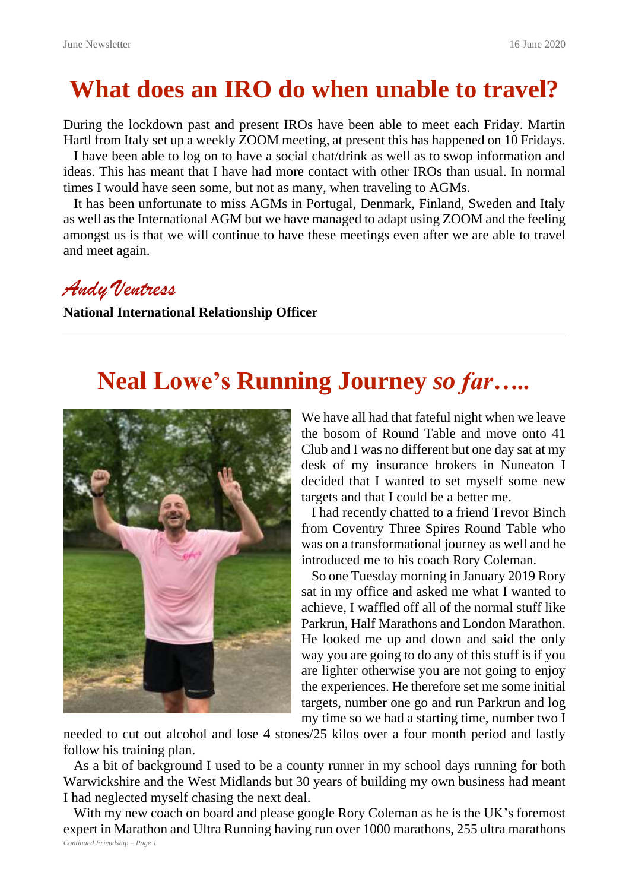# What does an IRO do when unable to travel?

During the lockdown past and present IROs have been able to meet each Friday. Martin Hartl from Italy set up a weekly ZOOM meeting, at present this has happened on 10 Fridays.

I have been able to log on to have a social chat/drink as well as to swop information and ideas. This has meant that I have had more contact with other IROs than usual. In normal times I would have seen some, but not as many, when traveling to AGMs.

It has been unfortunate to miss AGMs in Portugal, Denmark, Finland, Sweden and Italy as well as the International AGM but we have managed to adapt using ZOOM and the feeling amongst us is that we will continue to have these meetings even after we are able to travel and meet again.

*Andy Ventress*

**National International Relationship Officer**

---

# Neal Lowe's Running Journey *so far…..*

We have all had that fateful night when we leave the bosom of Round Table and move onto 41 Club and I was no different but one day sat at my desk of my insurance brokers in Nuneaton I decided that I wanted to set myself some new targets and that I could be a better me.

I had recently chatted to a friend Trevor Binch from Coventry Three Spires Round Table who was on a transformational journey as well and he introduced me to his coach Rory Coleman.

So one Tuesday morning in January 2019 Rory sat in my office and asked me what I wanted to achieve, I waffled off all of the normal stuff like Parkrun, Half Marathons and London Marathon. He looked me up and down and said the only way you are going to do any of this stuff is if you are lighter otherwise you are not going to enjoy the experiences. He therefore set me some initial targets, number one go and run Parkrun and log my time so we had a starting time, number two I needed to cut out alcohol and lose 4 stones/25 kilos over a four month period and lastly follow his training plan.

As a bit of background I used to be a county runner in my school days running for both Warwickshire and the West Midlands but 30 years of building my own business had meant I had neglected myself chasing the next deal.

With my new coach on board and please google Rory Coleman as he is the UK's foremost expert in Marathon and Ultra Running having run over 1000 marathons, 255 ultra marathons

*Continued Friendship – Page 1*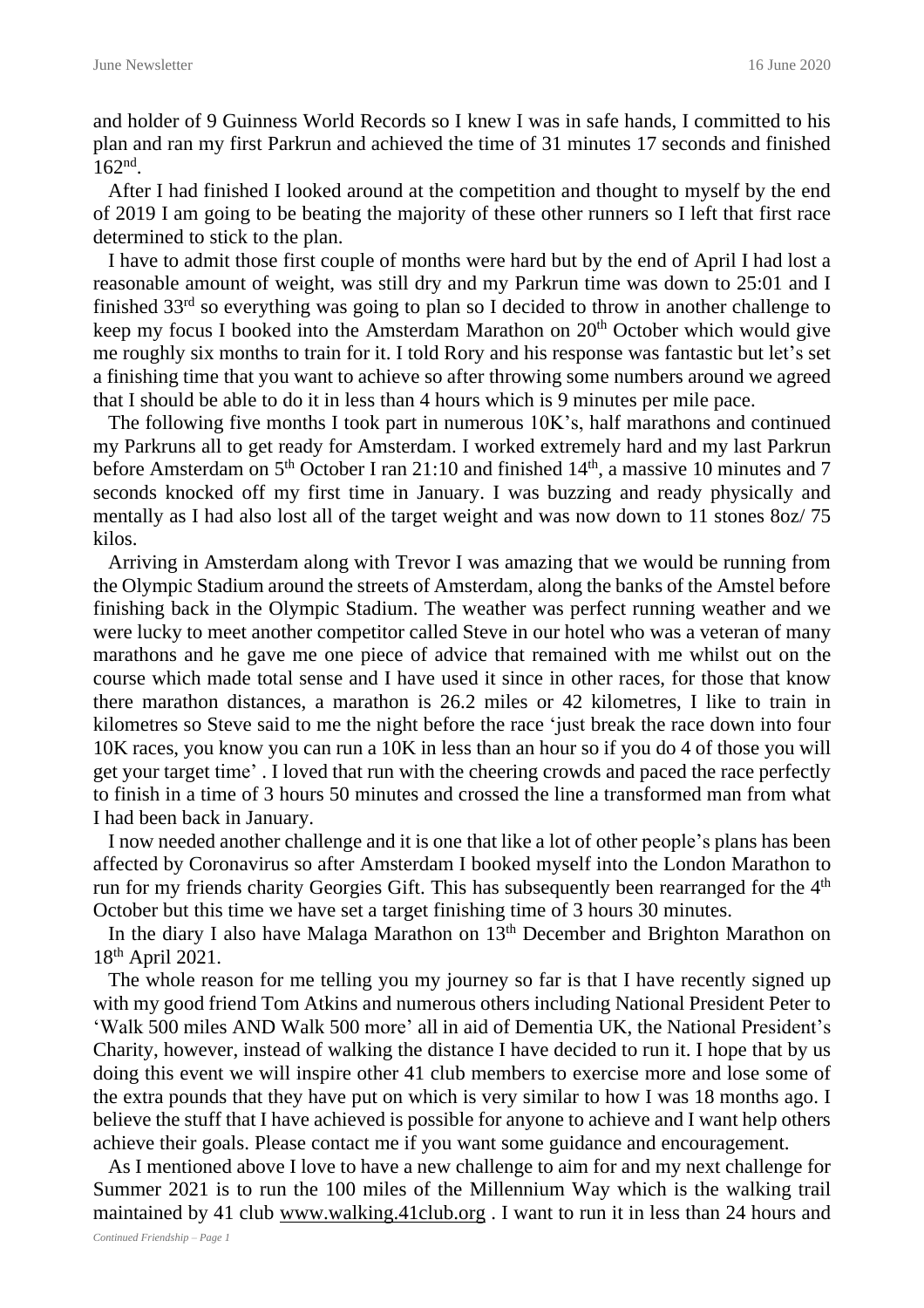and holder of 9 Guinness World Records so I knew I was in safe hands, I committed to his plan and ran my first Parkrun and achieved the time of 31 minutes 17 seconds and finished 162nd.

After I had finished I looked around at the competition and thought to myself by the end of 2019 I am going to be beating the majority of these other runners so I left that first race determined to stick to the plan.

I have to admit those first couple of months were hard but by the end of April I had lost a reasonable amount of weight, was still dry and my Parkrun time was down to 25:01 and I finished 33rd so everything was going to plan so I decided to throw in another challenge to keep my focus I booked into the Amsterdam Marathon on 20th October which would give me roughly six months to train for it. I told Rory and his response was fantastic but let's set a finishing time that you want to achieve so after throwing some numbers around we agreed that I should be able to do it in less than 4 hours which is 9 minutes per mile pace.

The following five months I took part in numerous 10K's, half marathons and continued my Parkruns all to get ready for Amsterdam. I worked extremely hard and my last Parkrun before Amsterdam on 5th October I ran 21:10 and finished 14th, a massive 10 minutes and 7 seconds knocked off my first time in January. I was buzzing and ready physically and mentally as I had also lost all of the target weight and was now down to 11 stones 8oz/ 75 kilos.

Arriving in Amsterdam along with Trevor I was amazing that we would be running from the Olympic Stadium around the streets of Amsterdam, along the banks of the Amstel before finishing back in the Olympic Stadium. The weather was perfect running weather and we were lucky to meet another competitor called Steve in our hotel who was a veteran of many marathons and he gave me one piece of advice that remained with me whilst out on the course which made total sense and I have used it since in other races, for those that know there marathon distances, a marathon is 26.2 miles or 42 kilometres, I like to train in kilometres so Steve said to me the night before the race 'just break the race down into four 10K races, you know you can run a 10K in less than an hour so if you do 4 of those you will get your target time' . I loved that run with the cheering crowds and paced the race perfectly to finish in a time of 3 hours 50 minutes and crossed the line a transformed man from what I had been back in January.

I now needed another challenge and it is one that like a lot of other people's plans has been affected by Coronavirus so after Amsterdam I booked myself into the London Marathon to run for my friends charity Georgies Gift. This has subsequently been rearranged for the 4th October but this time we have set a target finishing time of 3 hours 30 minutes.

In the diary I also have Malaga Marathon on 13th December and Brighton Marathon on 18th April 2021.

The whole reason for me telling you my journey so far is that I have recently signed up with my good friend Tom Atkins and numerous others including National President Peter to 'Walk 500 miles AND Walk 500 more' all in aid of Dementia UK, the National President's Charity, however, instead of walking the distance I have decided to run it. I hope that by us doing this event we will inspire other 41 club members to exercise more and lose some of the extra pounds that they have put on which is very similar to how I was 18 months ago. I believe the stuff that I have achieved is possible for anyone to achieve and I want help others achieve their goals. Please contact me if you want some guidance and encouragement.

As I mentioned above I love to have a new challenge to aim for and my next challenge for Summer 2021 is to run the 100 miles of the Millennium Way which is the walking trail maintained by 41 club www.walking.41club.org . I want to run it in less than 24 hours and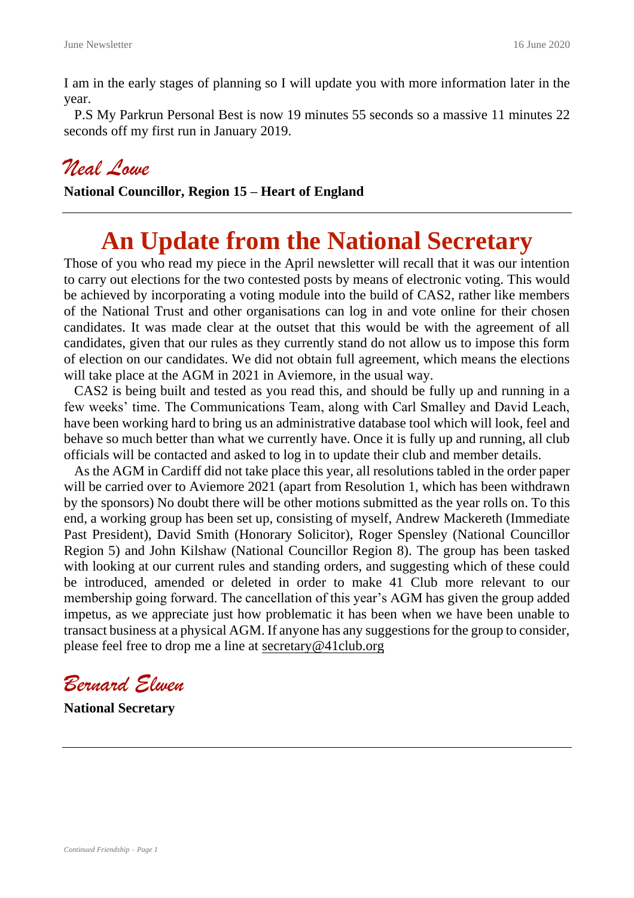I am in the early stages of planning so I will update you with more information later in the year.

P.S My Parkrun Personal Best is now 19 minutes 55 seconds so a massive 11 minutes 22 seconds off my first run in January 2019.

*Neal Lowe*

**National Councillor, Region 15 – Heart of England**

---

# An Update from the National Secretary

Those of you who read my piece in the April newsletter will recall that it was our intention to carry out elections for the two contested posts by means of electronic voting. This would be achieved by incorporating a voting module into the build of CAS2, rather like members of the National Trust and other organisations can log in and vote online for their chosen candidates. It was made clear at the outset that this would be with the agreement of all candidates, given that our rules as they currently stand do not allow us to impose this form of election on our candidates. We did not obtain full agreement, which means the elections will take place at the AGM in 2021 in Aviemore, in the usual way.

CAS2 is being built and tested as you read this, and should be fully up and running in a few weeks' time. The Communications Team, along with Carl Smalley and David Leach, have been working hard to bring us an administrative database tool which will look, feel and behave so much better than what we currently have. Once it is fully up and running, all club officials will be contacted and asked to log in to update their club and member details.

As the AGM in Cardiff did not take place this year, all resolutions tabled in the order paper will be carried over to Aviemore 2021 (apart from Resolution 1, which has been withdrawn by the sponsors) No doubt there will be other motions submitted as the year rolls on. To this end, a working group has been set up, consisting of myself, Andrew Mackereth (Immediate Past President), David Smith (Honorary Solicitor), Roger Spensley (National Councillor Region 5) and John Kilshaw (National Councillor Region 8). The group has been tasked with looking at our current rules and standing orders, and suggesting which of these could be introduced, amended or deleted in order to make 41 Club more relevant to our membership going forward. The cancellation of this year's AGM has given the group added impetus, as we appreciate just how problematic it has been when we have been unable to transact business at a physical AGM. If anyone has any suggestions for the group to consider, please feel free to drop me a line at secretary@41club.org

*Bernard Elwen*

**National Secretary**

---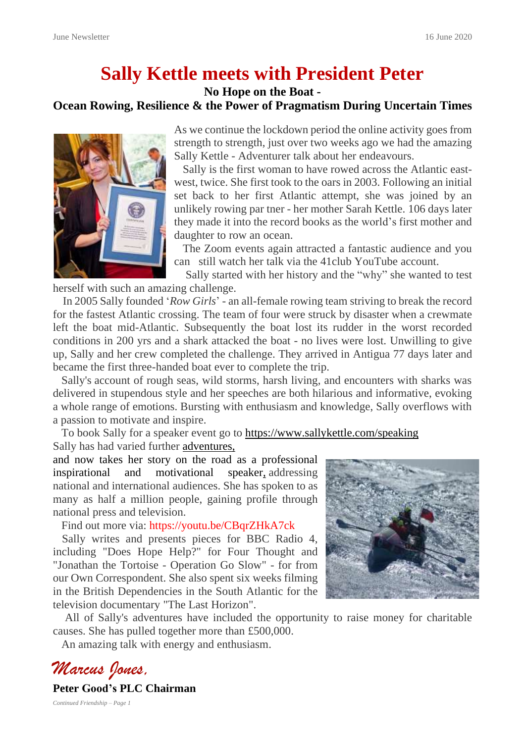# Sally Kettle meets with President Peter

**No Hope on the Boat -**

**Ocean Rowing, Resilience & the Power of Pragmatism During Uncertain Times**

As we continue the lockdown period the online activity goes from strength to strength, just over two weeks ago we had the amazing Sally Kettle - Adventurer talk about her endeavours.

Sally is the first woman to have rowed across the Atlantic east-west, twice. She first took to the oars in 2003. Following an initial set back to her first Atlantic attempt, she was joined by an unlikely rowing par tner - her mother Sarah Kettle. 106 days later they made it into the record books as the world's first mother and daughter to row an ocean.

The Zoom events again attracted a fantastic audience and you can still watch her talk via the 41club YouTube account.

Sally started with her history and the "why" she wanted to test herself with such an amazing challenge.

In 2005 Sally founded '*Row Girls*' - an all-female rowing team striving to break the record for the fastest Atlantic crossing. The team of four were struck by disaster when a crewmate left the boat mid-Atlantic. Subsequently the boat lost its rudder in the worst recorded conditions in 200 yrs and a shark attacked the boat - no lives were lost. Unwilling to give up, Sally and her crew completed the challenge. They arrived in Antigua 77 days later and became the first three-handed boat ever to complete the trip.

Sally's account of rough seas, wild storms, harsh living, and encounters with sharks was delivered in stupendous style and her speeches are both hilarious and informative, evoking a whole range of emotions. Bursting with enthusiasm and knowledge, Sally overflows with a passion to motivate and inspire.

To book Sally for a speaker event go to https://www.sallykettle.com/speaking

Sally has had varied further adventures, and now takes her story on the road as a professional inspirational and motivational speaker, addressing national and international audiences. She has spoken to as many as half a million people, gaining profile through national press and television.

Find out more via: https://youtu.be/CBqrZHkA7ck

Sally writes and presents pieces for BBC Radio 4, including "Does Hope Help?" for Four Thought and "Jonathan the Tortoise - Operation Go Slow" - for from our Own Correspondent. She also spent six weeks filming in the British Dependencies in the South Atlantic for the television documentary "The Last Horizon".

All of Sally's adventures have included the opportunity to raise money for charitable causes. She has pulled together more than £500,000.

An amazing talk with energy and enthusiasm.

*Marcus Jones,*

**Peter Good's PLC Chairman**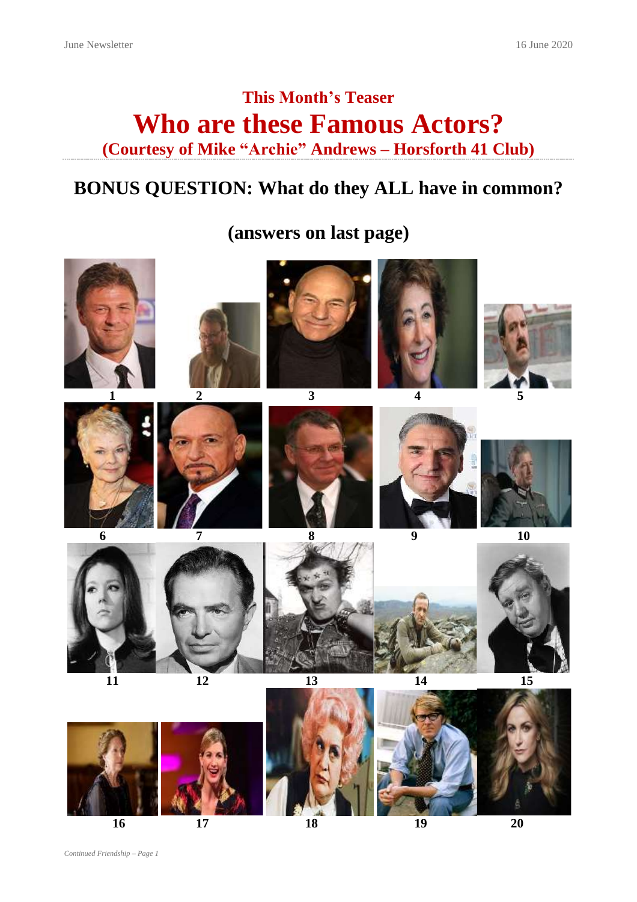## This Month's Teaser

# Who are these Famous Actors?

### (Courtesy of Mike "Archie" Andrews – Horsforth 41 Club)

## BONUS QUESTION: What do they ALL have in common?

## (answers on last page)

1 2 3 4 5

6 7 8 9 10

11 12 13 14 15

16 17 18 19 20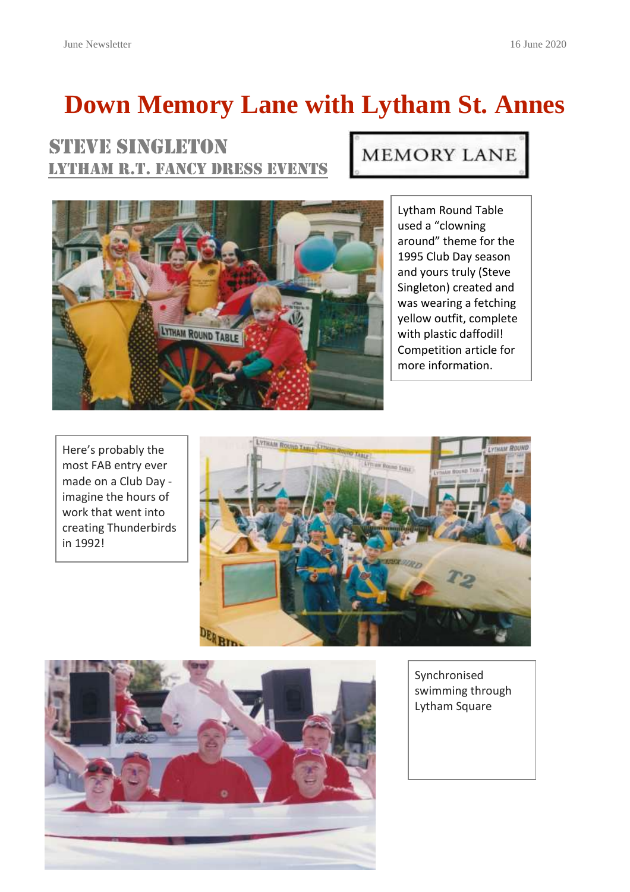# Down Memory Lane with Lytham St. Annes

## STEVE SINGLETON

## LYTHAM R.T. FANCY DRESS EVENTS

MEMORY LANE

Lytham Round Table used a "clowning around" theme for the 1995 Club Day season and yours truly (Steve Singleton) created and was wearing a fetching yellow outfit, complete with plastic daffodil! Competition article for more information.

Here's probably the most FAB entry ever made on a Club Day - imagine the hours of work that went into creating Thunderbirds in 1992!

Synchronised swimming through Lytham Square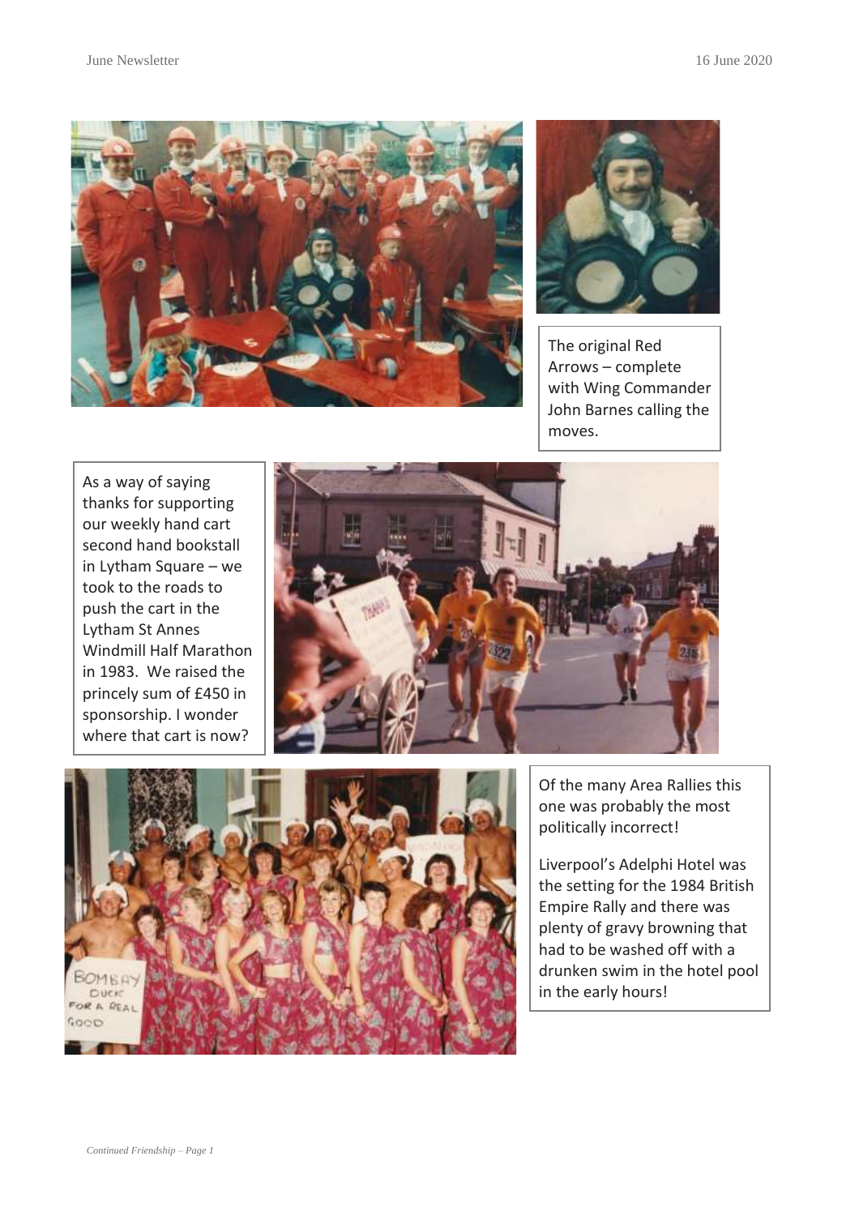The original Red Arrows – complete with Wing Commander John Barnes calling the moves.

As a way of saying thanks for supporting our weekly hand cart second hand bookstall in Lytham Square – we took to the roads to push the cart in the Lytham St Annes Windmill Half Marathon in 1983. We raised the princely sum of £450 in sponsorship. I wonder where that cart is now?

Of the many Area Rallies this one was probably the most politically incorrect!

Liverpool's Adelphi Hotel was the setting for the 1984 British Empire Rally and there was plenty of gravy browning that had to be washed off with a drunken swim in the hotel pool in the early hours!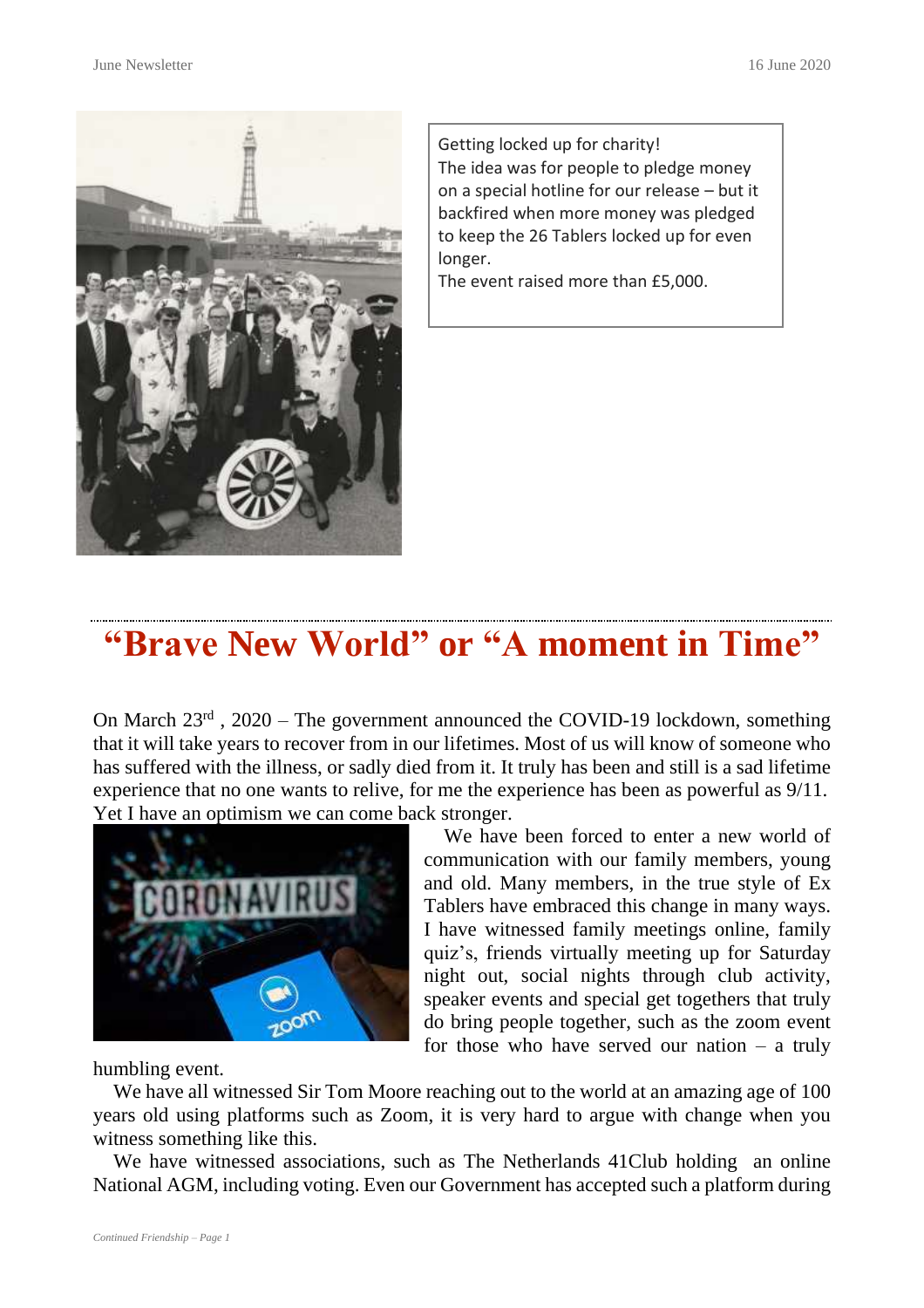Getting locked up for charity!
The idea was for people to pledge money on a special hotline for our release – but it backfired when more money was pledged to keep the 26 Tablers locked up for even longer.
The event raised more than £5,000.

# "Brave New World" or "A moment in Time"

On March 23rd , 2020 – The government announced the COVID-19 lockdown, something that it will take years to recover from in our lifetimes. Most of us will know of someone who has suffered with the illness, or sadly died from it. It truly has been and still is a sad lifetime experience that no one wants to relive, for me the experience has been as powerful as 9/11. Yet I have an optimism we can come back stronger.

We have been forced to enter a new world of communication with our family members, young and old. Many members, in the true style of Ex Tablers have embraced this change in many ways. I have witnessed family meetings online, family quiz's, friends virtually meeting up for Saturday night out, social nights through club activity, speaker events and special get togethers that truly do bring people together, such as the zoom event for those who have served our nation – a truly humbling event.

We have all witnessed Sir Tom Moore reaching out to the world at an amazing age of 100 years old using platforms such as Zoom, it is very hard to argue with change when you witness something like this.

We have witnessed associations, such as The Netherlands 41Club holding an online National AGM, including voting. Even our Government has accepted such a platform during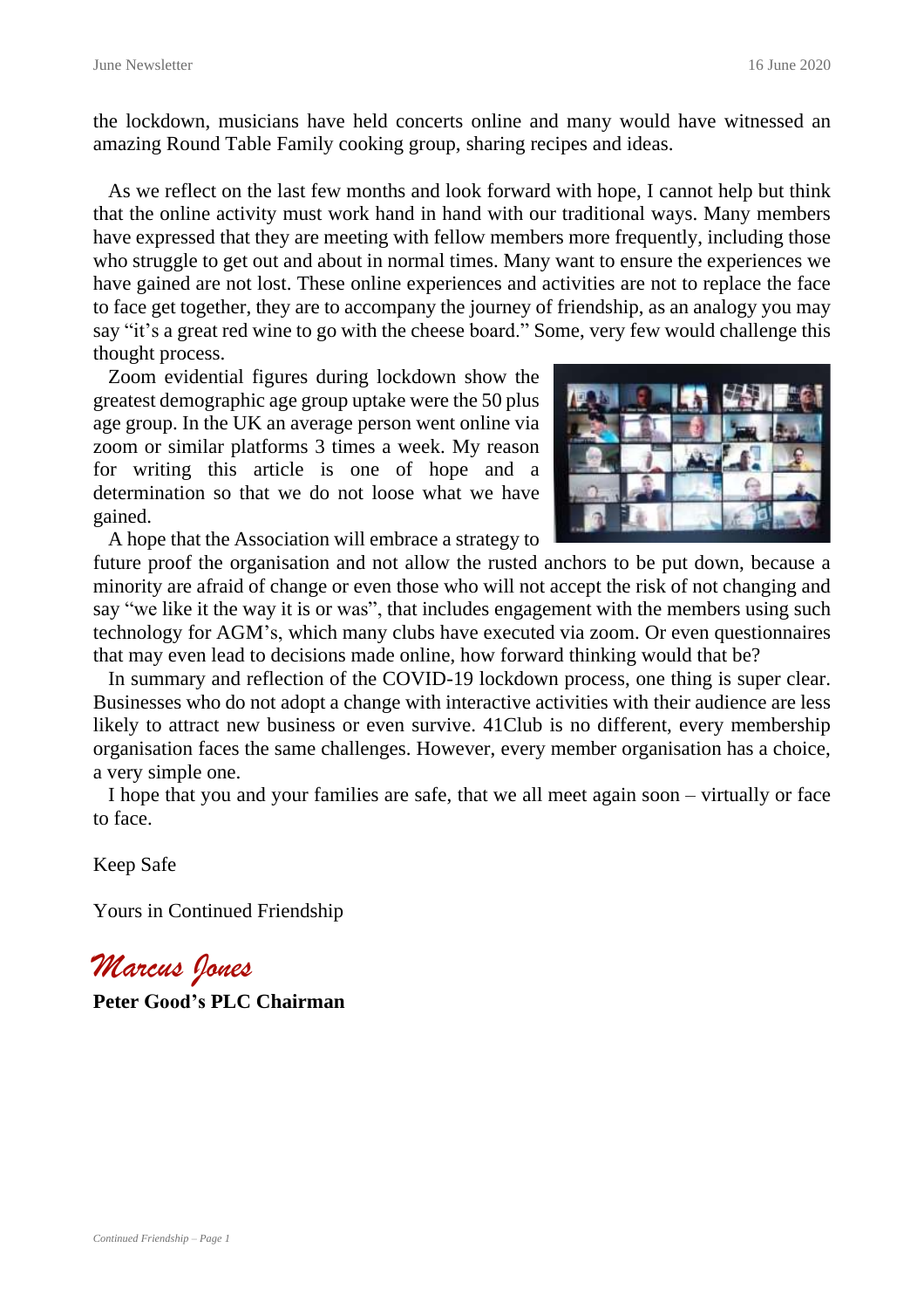the lockdown, musicians have held concerts online and many would have witnessed an amazing Round Table Family cooking group, sharing recipes and ideas.

As we reflect on the last few months and look forward with hope, I cannot help but think that the online activity must work hand in hand with our traditional ways. Many members have expressed that they are meeting with fellow members more frequently, including those who struggle to get out and about in normal times. Many want to ensure the experiences we have gained are not lost. These online experiences and activities are not to replace the face to face get together, they are to accompany the journey of friendship, as an analogy you may say "it's a great red wine to go with the cheese board." Some, very few would challenge this thought process.

Zoom evidential figures during lockdown show the greatest demographic age group uptake were the 50 plus age group. In the UK an average person went online via zoom or similar platforms 3 times a week. My reason for writing this article is one of hope and a determination so that we do not loose what we have gained.

A hope that the Association will embrace a strategy to future proof the organisation and not allow the rusted anchors to be put down, because a minority are afraid of change or even those who will not accept the risk of not changing and say "we like it the way it is or was", that includes engagement with the members using such technology for AGM's, which many clubs have executed via zoom. Or even questionnaires that may even lead to decisions made online, how forward thinking would that be?

In summary and reflection of the COVID-19 lockdown process, one thing is super clear. Businesses who do not adopt a change with interactive activities with their audience are less likely to attract new business or even survive. 41Club is no different, every membership organisation faces the same challenges. However, every member organisation has a choice, a very simple one.

I hope that you and your families are safe, that we all meet again soon – virtually or face to face.

Keep Safe

Yours in Continued Friendship

*Marcus Jones*

**Peter Good's PLC Chairman**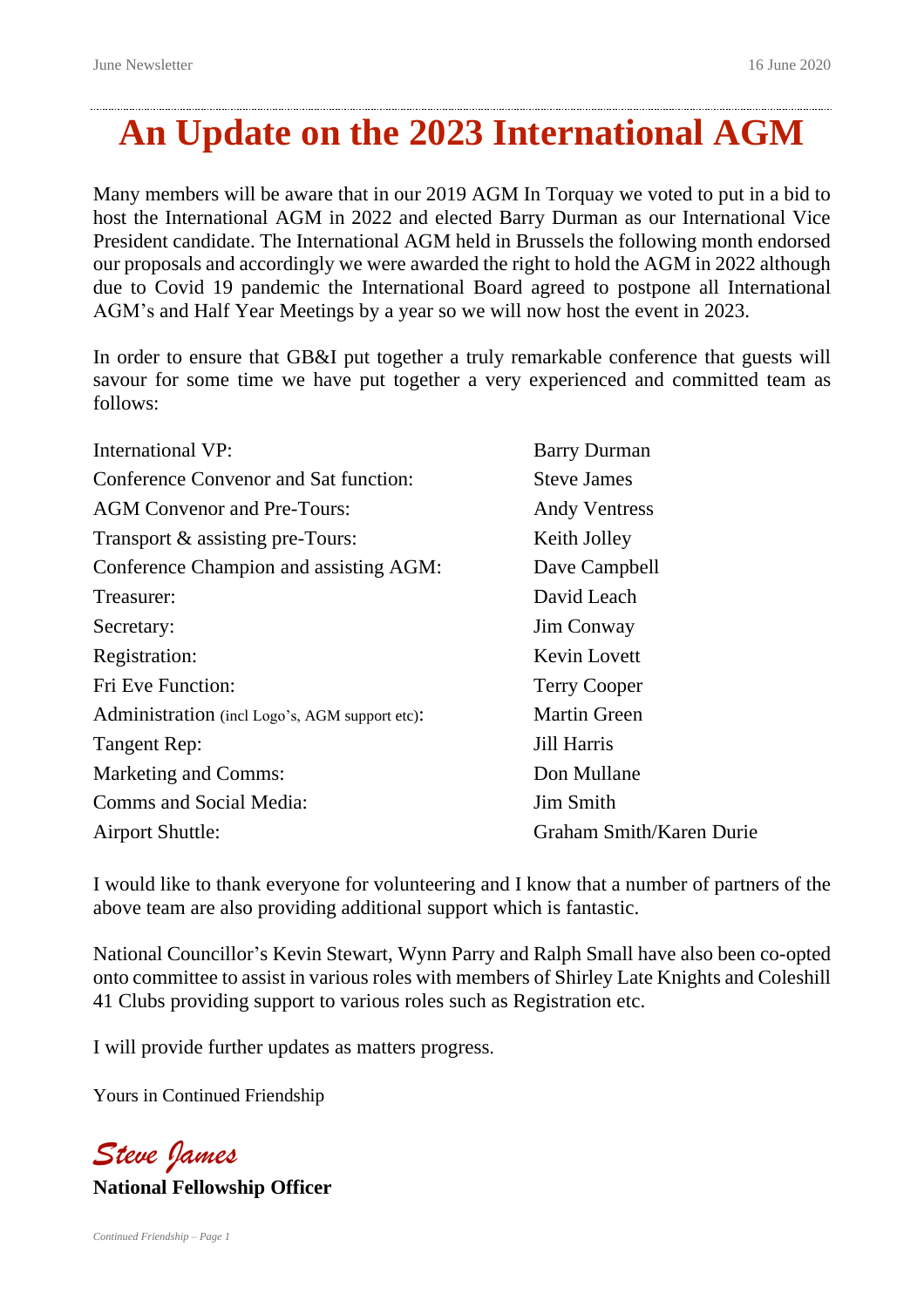# An Update on the 2023 International AGM

Many members will be aware that in our 2019 AGM In Torquay we voted to put in a bid to host the International AGM in 2022 and elected Barry Durman as our International Vice President candidate. The International AGM held in Brussels the following month endorsed our proposals and accordingly we were awarded the right to hold the AGM in 2022 although due to Covid 19 pandemic the International Board agreed to postpone all International AGM's and Half Year Meetings by a year so we will now host the event in 2023.

In order to ensure that GB&I put together a truly remarkable conference that guests will savour for some time we have put together a very experienced and committed team as follows:

| | |
|---|---|
| International VP: | Barry Durman |
| Conference Convenor and Sat function: | Steve James |
| AGM Convenor and Pre-Tours: | Andy Ventress |
| Transport & assisting pre-Tours: | Keith Jolley |
| Conference Champion and assisting AGM: | Dave Campbell |
| Treasurer: | David Leach |
| Secretary: | Jim Conway |
| Registration: | Kevin Lovett |
| Fri Eve Function: | Terry Cooper |
| Administration (incl Logo's, AGM support etc): | Martin Green |
| Tangent Rep: | Jill Harris |
| Marketing and Comms: | Don Mullane |
| Comms and Social Media: | Jim Smith |
| Airport Shuttle: | Graham Smith/Karen Durie |

I would like to thank everyone for volunteering and I know that a number of partners of the above team are also providing additional support which is fantastic.

National Councillor's Kevin Stewart, Wynn Parry and Ralph Small have also been co-opted onto committee to assist in various roles with members of Shirley Late Knights and Coleshill 41 Clubs providing support to various roles such as Registration etc.

I will provide further updates as matters progress.

Yours in Continued Friendship

*Steve James*

**National Fellowship Officer**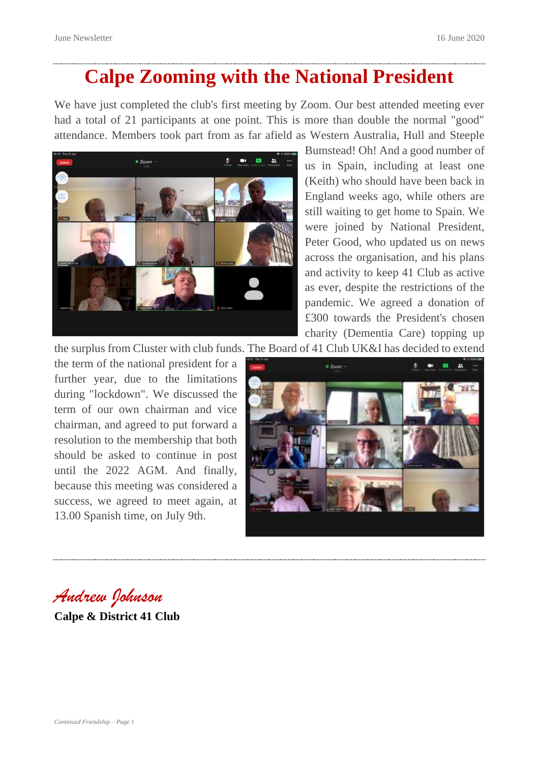# Calpe Zooming with the National President

We have just completed the club's first meeting by Zoom. Our best attended meeting ever had a total of 21 participants at one point. This is more than double the normal "good" attendance. Members took part from as far afield as Western Australia, Hull and Steeple Bumstead! Oh! And a good number of us in Spain, including at least one (Keith) who should have been back in England weeks ago, while others are still waiting to get home to Spain. We were joined by National President, Peter Good, who updated us on news across the organisation, and his plans and activity to keep 41 Club as active as ever, despite the restrictions of the pandemic. We agreed a donation of £300 towards the President's chosen charity (Dementia Care) topping up the surplus from Cluster with club funds. The Board of 41 Club UK&I has decided to extend the term of the national president for a further year, due to the limitations during "lockdown". We discussed the term of our own chairman and vice chairman, and agreed to put forward a resolution to the membership that both should be asked to continue in post until the 2022 AGM. And finally, because this meeting was considered a success, we agreed to meet again, at 13.00 Spanish time, on July 9th.

*Andrew Johnson*

**Calpe & District 41 Club**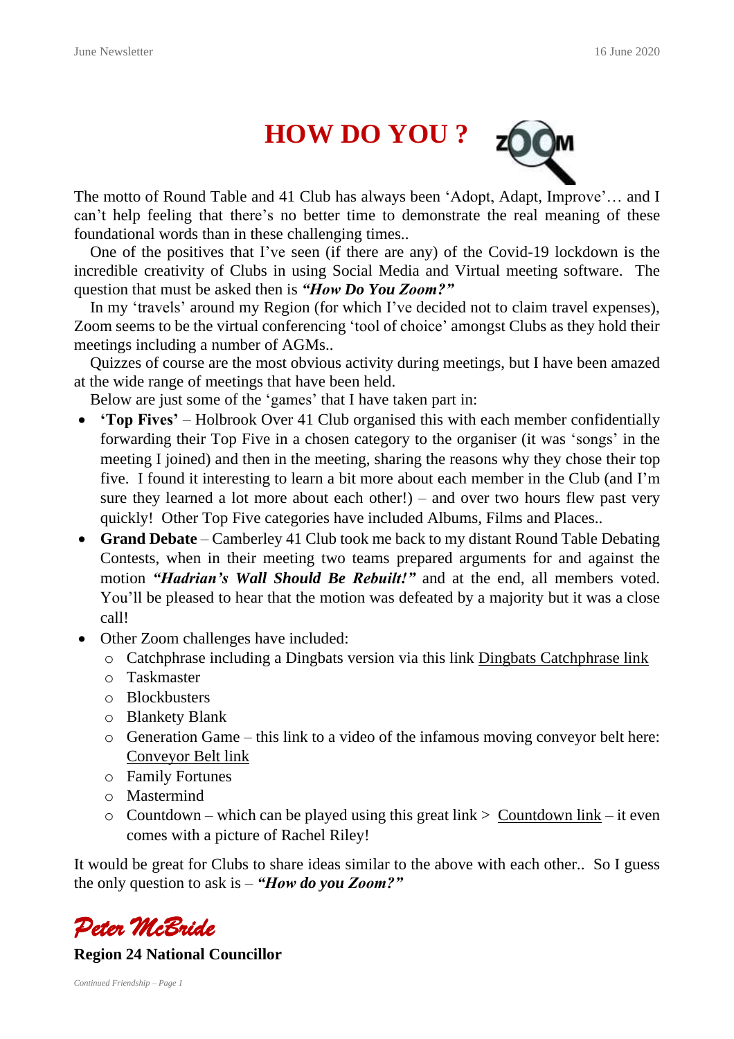# HOW DO YOU ?

The motto of Round Table and 41 Club has always been 'Adopt, Adapt, Improve'… and I can't help feeling that there's no better time to demonstrate the real meaning of these foundational words than in these challenging times..

One of the positives that I've seen (if there are any) of the Covid-19 lockdown is the incredible creativity of Clubs in using Social Media and Virtual meeting software. The question that must be asked then is ***"How Do You Zoom?"***

In my 'travels' around my Region (for which I've decided not to claim travel expenses), Zoom seems to be the virtual conferencing 'tool of choice' amongst Clubs as they hold their meetings including a number of AGMs..

Quizzes of course are the most obvious activity during meetings, but I have been amazed at the wide range of meetings that have been held.

Below are just some of the 'games' that I have taken part in:

- **'Top Fives'** – Holbrook Over 41 Club organised this with each member confidentially forwarding their Top Five in a chosen category to the organiser (it was 'songs' in the meeting I joined) and then in the meeting, sharing the reasons why they chose their top five. I found it interesting to learn a bit more about each member in the Club (and I'm sure they learned a lot more about each other!) – and over two hours flew past very quickly! Other Top Five categories have included Albums, Films and Places..
- **Grand Debate** – Camberley 41 Club took me back to my distant Round Table Debating Contests, when in their meeting two teams prepared arguments for and against the motion ***"Hadrian's Wall Should Be Rebuilt!"*** and at the end, all members voted. You'll be pleased to hear that the motion was defeated by a majority but it was a close call!
- Other Zoom challenges have included:
  - Catchphrase including a Dingbats version via this link Dingbats Catchphrase link
  - Taskmaster
  - Blockbusters
  - Blankety Blank
  - Generation Game – this link to a video of the infamous moving conveyor belt here: Conveyor Belt link
  - Family Fortunes
  - Mastermind
  - Countdown – which can be played using this great link > Countdown link – it even comes with a picture of Rachel Riley!

It would be great for Clubs to share ideas similar to the above with each other.. So I guess the only question to ask is – ***"How do you Zoom?"***

*Peter McBride*

**Region 24 National Councillor**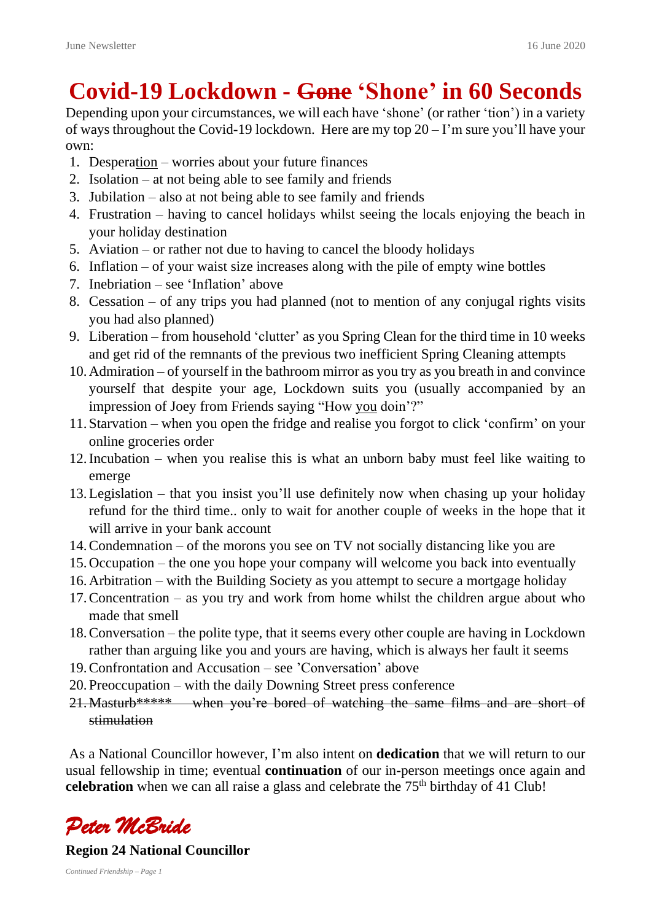# Covid-19 Lockdown - ~~Gone~~ 'Shone' in 60 Seconds

Depending upon your circumstances, we will each have 'shone' (or rather 'tion') in a variety of ways throughout the Covid-19 lockdown. Here are my top 20 – I'm sure you'll have your own:

1. Desperation – worries about your future finances
2. Isolation – at not being able to see family and friends
3. Jubilation – also at not being able to see family and friends
4. Frustration – having to cancel holidays whilst seeing the locals enjoying the beach in your holiday destination
5. Aviation – or rather not due to having to cancel the bloody holidays
6. Inflation – of your waist size increases along with the pile of empty wine bottles
7. Inebriation – see 'Inflation' above
8. Cessation – of any trips you had planned (not to mention of any conjugal rights visits you had also planned)
9. Liberation – from household 'clutter' as you Spring Clean for the third time in 10 weeks and get rid of the remnants of the previous two inefficient Spring Cleaning attempts
10. Admiration – of yourself in the bathroom mirror as you try as you breath in and convince yourself that despite your age, Lockdown suits you (usually accompanied by an impression of Joey from Friends saying "How you doin'?"
11. Starvation – when you open the fridge and realise you forgot to click 'confirm' on your online groceries order
12. Incubation – when you realise this is what an unborn baby must feel like waiting to emerge
13. Legislation – that you insist you'll use definitely now when chasing up your holiday refund for the third time.. only to wait for another couple of weeks in the hope that it will arrive in your bank account
14. Condemnation – of the morons you see on TV not socially distancing like you are
15. Occupation – the one you hope your company will welcome you back into eventually
16. Arbitration – with the Building Society as you attempt to secure a mortgage holiday
17. Concentration – as you try and work from home whilst the children argue about who made that smell
18. Conversation – the polite type, that it seems every other couple are having in Lockdown rather than arguing like you and yours are having, which is always her fault it seems
19. Confrontation and Accusation – see 'Conversation' above
20. Preoccupation – with the daily Downing Street press conference
21. ~~Masturb***** – when you're bored of watching the same films and are short of stimulation~~

As a National Councillor however, I'm also intent on **dedication** that we will return to our usual fellowship in time; eventual **continuation** of our in-person meetings once again and **celebration** when we can all raise a glass and celebrate the 75th birthday of 41 Club!

*Peter McBride*

**Region 24 National Councillor**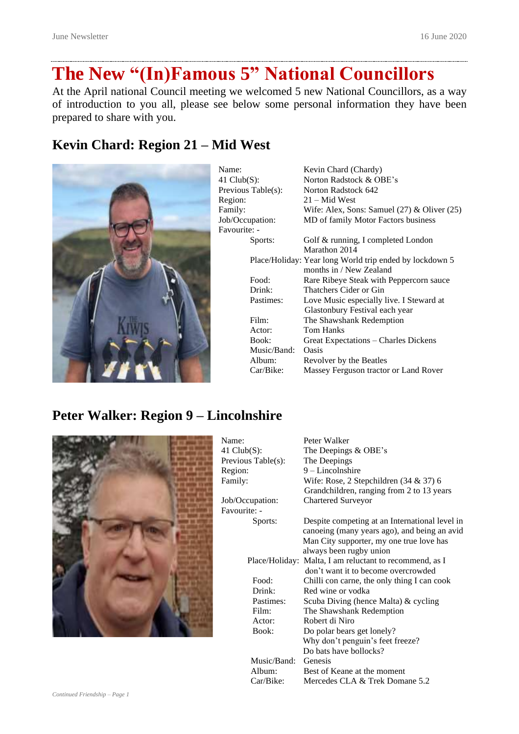# The New "(In)Famous 5" National Councillors

At the April national Council meeting we welcomed 5 new National Councillors, as a way of introduction to you all, please see below some personal information they have been prepared to share with you.

## Kevin Chard: Region 21 – Mid West

| | |
|---|---|
| Name: | Kevin Chard (Chardy) |
| 41 Club(S): | Norton Radstock & OBE's |
| Previous Table(s): | Norton Radstock 642 |
| Region: | 21 – Mid West |
| Family: | Wife: Alex, Sons: Samuel (27) & Oliver (25) |
| Job/Occupation: | MD of family Motor Factors business |
| Favourite: - | |
| Sports: | Golf & running, I completed London Marathon 2014 |
| Place/Holiday: | Year long World trip ended by lockdown 5 months in / New Zealand |
| Food: | Rare Ribeye Steak with Peppercorn sauce |
| Drink: | Thatchers Cider or Gin |
| Pastimes: | Love Music especially live. I Steward at Glastonbury Festival each year |
| Film: | The Shawshank Redemption |
| Actor: | Tom Hanks |
| Book: | Great Expectations – Charles Dickens |
| Music/Band: | Oasis |
| Album: | Revolver by the Beatles |
| Car/Bike: | Massey Ferguson tractor or Land Rover |

## Peter Walker: Region 9 – Lincolnshire

| | |
|---|---|
| Name: | Peter Walker |
| 41 Club(S): | The Deepings & OBE's |
| Previous Table(s): | The Deepings |
| Region: | 9 – Lincolnshire |
| Family: | Wife: Rose, 2 Stepchildren (34 & 37) 6 Grandchildren, ranging from 2 to 13 years |
| Job/Occupation: | Chartered Surveyor |
| Favourite: - | |
| Sports: | Despite competing at an International level in canoeing (many years ago), and being an avid Man City supporter, my one true love has always been rugby union |
| Place/Holiday: | Malta, I am reluctant to recommend, as I don't want it to become overcrowded |
| Food: | Chilli con carne, the only thing I can cook |
| Drink: | Red wine or vodka |
| Pastimes: | Scuba Diving (hence Malta) & cycling |
| Film: | The Shawshank Redemption |
| Actor: | Robert di Niro |
| Book: | Do polar bears get lonely? Why don't penguin's feet freeze? Do bats have bollocks? |
| Music/Band: | Genesis |
| Album: | Best of Keane at the moment |
| Car/Bike: | Mercedes CLA & Trek Domane 5.2 |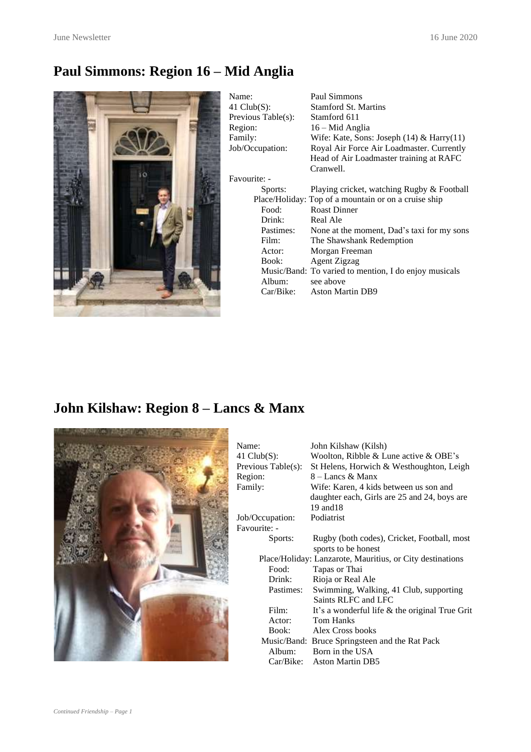## Paul Simmons: Region 16 – Mid Anglia

Name: Paul Simmons
41 Club(S): Stamford St. Martins
Previous Table(s): Stamford 611
Region: 16 – Mid Anglia
Family: Wife: Kate, Sons: Joseph (14) & Harry(11)
Job/Occupation: Royal Air Force Air Loadmaster. Currently Head of Air Loadmaster training at RAFC Cranwell.

Favourite: -

- Sports: Playing cricket, watching Rugby & Football
- Place/Holiday: Top of a mountain or on a cruise ship
- Food: Roast Dinner
- Drink: Real Ale
- Pastimes: None at the moment, Dad's taxi for my sons
- Film: The Shawshank Redemption
- Actor: Morgan Freeman
- Book: Agent Zigzag
- Music/Band: To varied to mention, I do enjoy musicals
- Album: see above
- Car/Bike: Aston Martin DB9

## John Kilshaw: Region 8 – Lancs & Manx

Name: John Kilshaw (Kilsh)
41 Club(S): Woolton, Ribble & Lune active & OBE's
Previous Table(s): St Helens, Horwich & Westhoughton, Leigh
Region: 8 – Lancs & Manx
Family: Wife: Karen, 4 kids between us son and daughter each, Girls are 25 and 24, boys are 19 and18
Job/Occupation: Podiatrist

Favourite: -

- Sports: Rugby (both codes), Cricket, Football, most sports to be honest
- Place/Holiday: Lanzarote, Mauritius, or City destinations
- Food: Tapas or Thai
- Drink: Rioja or Real Ale
- Pastimes: Swimming, Walking, 41 Club, supporting Saints RLFC and LFC
- Film: It's a wonderful life & the original True Grit
- Actor: Tom Hanks
- Book: Alex Cross books
- Music/Band: Bruce Springsteen and the Rat Pack
- Album: Born in the USA
- Car/Bike: Aston Martin DB5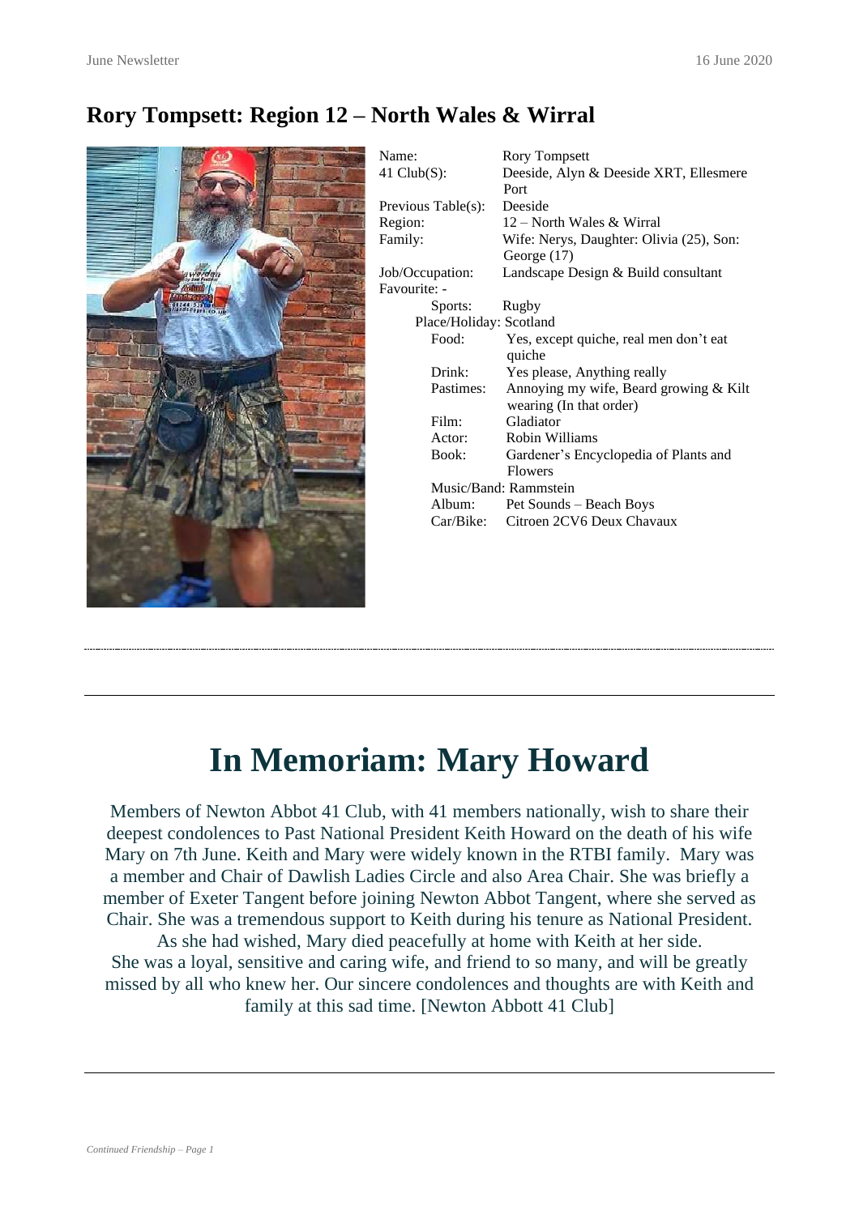## Rory Tompsett: Region 12 – North Wales & Wirral

| | |
|---|---|
| Name: | Rory Tompsett |
| 41 Club(S): | Deeside, Alyn & Deeside XRT, Ellesmere Port |
| Previous Table(s): | Deeside |
| Region: | 12 – North Wales & Wirral |
| Family: | Wife: Nerys, Daughter: Olivia (25), Son: George (17) |
| Job/Occupation: | Landscape Design & Build consultant |
| Favourite: - | |
| Sports: | Rugby |
| Place/Holiday: | Scotland |
| Food: | Yes, except quiche, real men don't eat quiche |
| Drink: | Yes please, Anything really |
| Pastimes: | Annoying my wife, Beard growing & Kilt wearing (In that order) |
| Film: | Gladiator |
| Actor: | Robin Williams |
| Book: | Gardener's Encyclopedia of Plants and Flowers |
| Music/Band: | Rammstein |
| Album: | Pet Sounds – Beach Boys |
| Car/Bike: | Citroen 2CV6 Deux Chavaux |

---

# In Memoriam: Mary Howard

Members of Newton Abbot 41 Club, with 41 members nationally, wish to share their deepest condolences to Past National President Keith Howard on the death of his wife Mary on 7th June. Keith and Mary were widely known in the RTBI family. Mary was a member and Chair of Dawlish Ladies Circle and also Area Chair. She was briefly a member of Exeter Tangent before joining Newton Abbot Tangent, where she served as Chair. She was a tremendous support to Keith during his tenure as National President. As she had wished, Mary died peacefully at home with Keith at her side.
She was a loyal, sensitive and caring wife, and friend to so many, and will be greatly missed by all who knew her. Our sincere condolences and thoughts are with Keith and family at this sad time. [Newton Abbott 41 Club]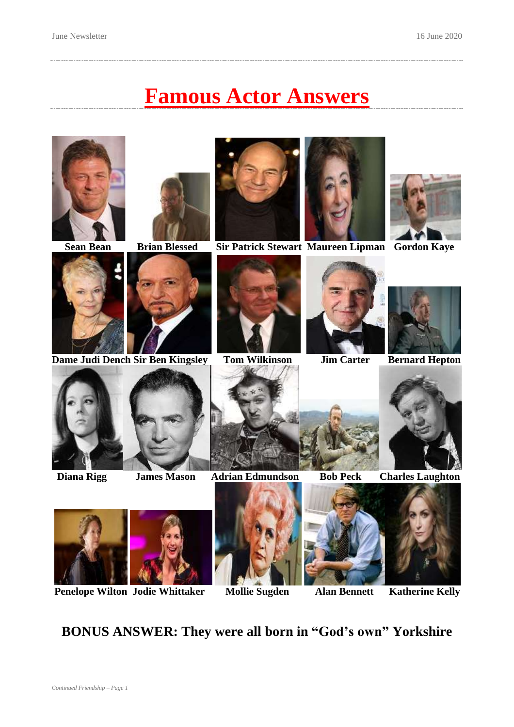# Famous Actor Answers

Sean Bean Brian Blessed Sir Patrick Stewart Maureen Lipman Gordon Kaye

Dame Judi Dench Sir Ben Kingsley Tom Wilkinson Jim Carter Bernard Hepton

Diana Rigg James Mason Adrian Edmundson Bob Peck Charles Laughton

Penelope Wilton Jodie Whittaker Mollie Sugden Alan Bennett Katherine Kelly

## BONUS ANSWER: They were all born in "God's own" Yorkshire